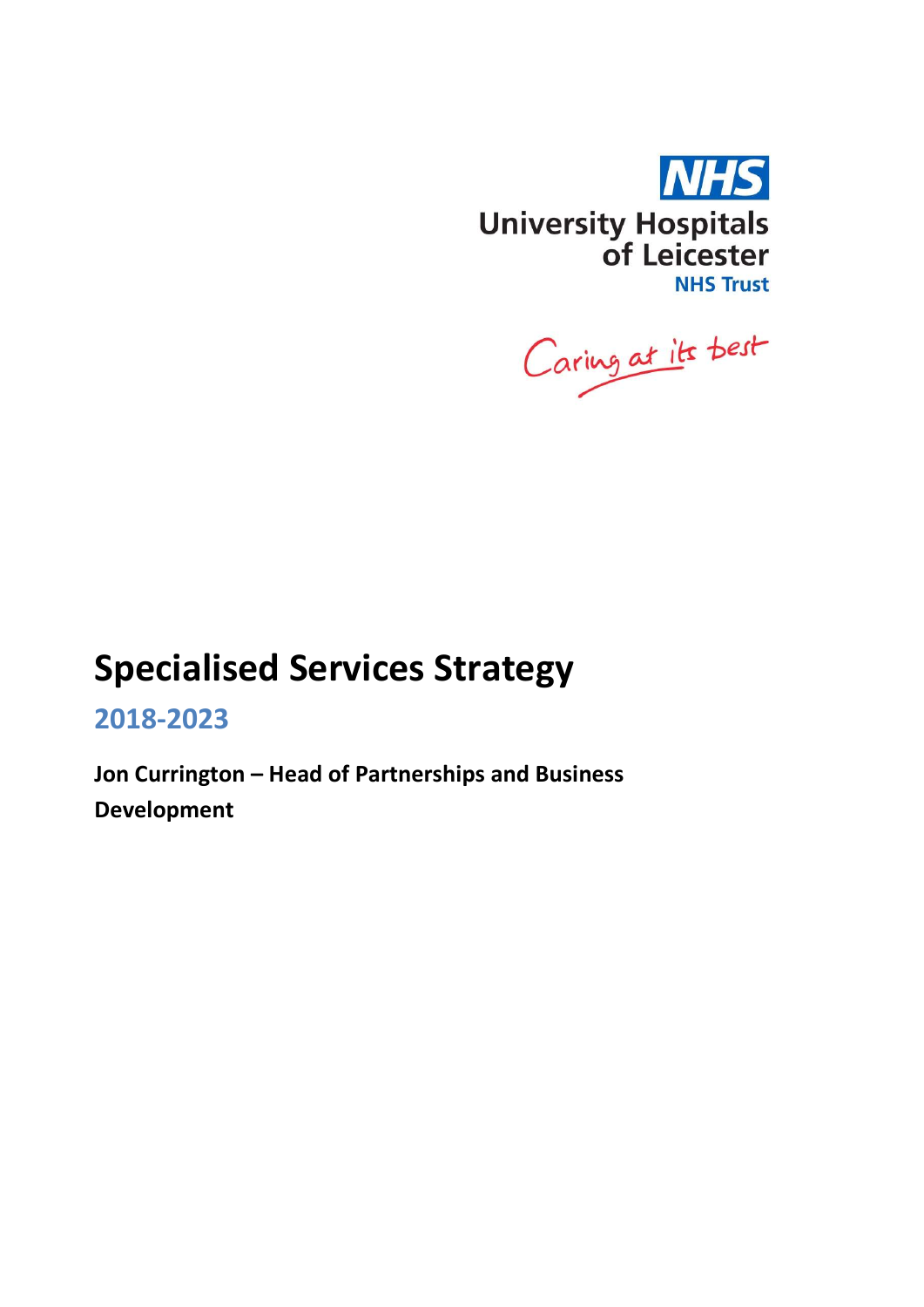NHS

University Hospitals of Leicester

NHS Trust

Caring at its best

# Specialised Services Strategy

## 2018-2023

**Jon Currington – Head of Partnerships and Business Development**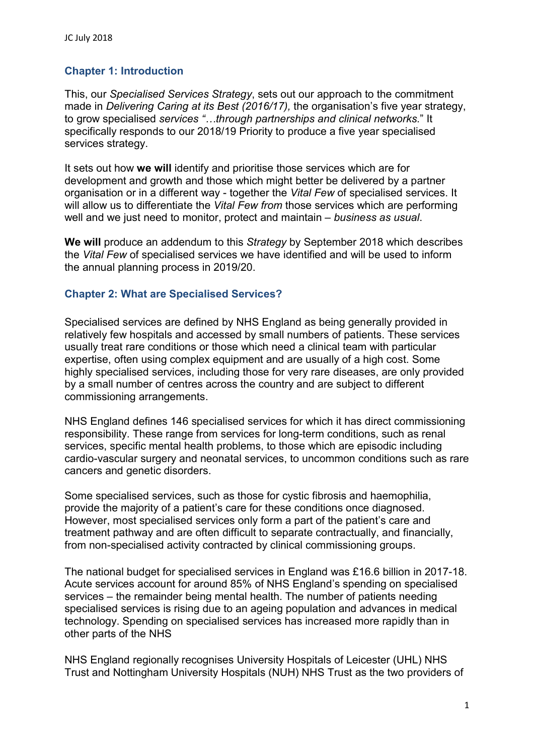## Chapter 1: Introduction

This, our *Specialised Services Strategy*, sets out our approach to the commitment made in *Delivering Caring at its Best (2016/17),* the organisation's five year strategy, to grow specialised *services "…through partnerships and clinical networks.*" It specifically responds to our 2018/19 Priority to produce a five year specialised services strategy.

It sets out how **we will** identify and prioritise those services which are for development and growth and those which might better be delivered by a partner organisation or in a different way - together the *Vital Few* of specialised services. It will allow us to differentiate the *Vital Few from* those services which are performing well and we just need to monitor, protect and maintain – *business as usual*.

**We will** produce an addendum to this *Strategy* by September 2018 which describes the *Vital Few* of specialised services we have identified and will be used to inform the annual planning process in 2019/20.

## Chapter 2: What are Specialised Services?

Specialised services are defined by NHS England as being generally provided in relatively few hospitals and accessed by small numbers of patients. These services usually treat rare conditions or those which need a clinical team with particular expertise, often using complex equipment and are usually of a high cost. Some highly specialised services, including those for very rare diseases, are only provided by a small number of centres across the country and are subject to different commissioning arrangements.

NHS England defines 146 specialised services for which it has direct commissioning responsibility. These range from services for long-term conditions, such as renal services, specific mental health problems, to those which are episodic including cardio-vascular surgery and neonatal services, to uncommon conditions such as rare cancers and genetic disorders.

Some specialised services, such as those for cystic fibrosis and haemophilia, provide the majority of a patient's care for these conditions once diagnosed. However, most specialised services only form a part of the patient's care and treatment pathway and are often difficult to separate contractually, and financially, from non-specialised activity contracted by clinical commissioning groups.

The national budget for specialised services in England was £16.6 billion in 2017-18. Acute services account for around 85% of NHS England's spending on specialised services – the remainder being mental health. The number of patients needing specialised services is rising due to an ageing population and advances in medical technology. Spending on specialised services has increased more rapidly than in other parts of the NHS

NHS England regionally recognises University Hospitals of Leicester (UHL) NHS Trust and Nottingham University Hospitals (NUH) NHS Trust as the two providers of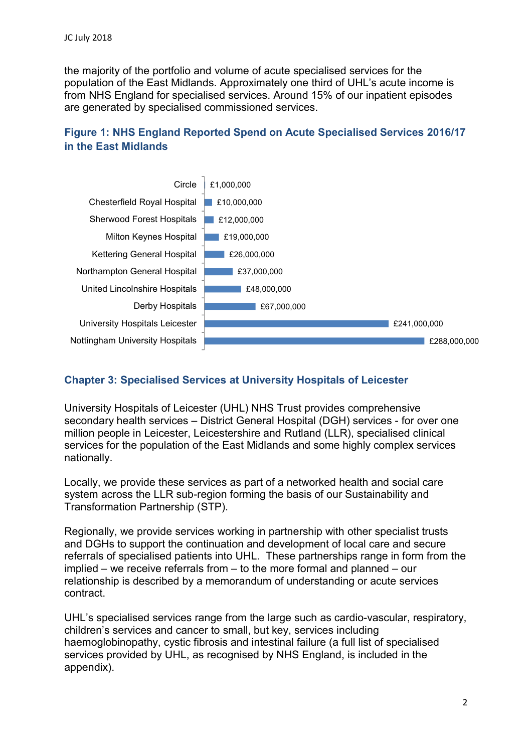the majority of the portfolio and volume of acute specialised services for the population of the East Midlands. Approximately one third of UHL's acute income is from NHS England for specialised services. Around 15% of our inpatient episodes are generated by specialised commissioned services.

### Figure 1: NHS England Reported Spend on Acute Specialised Services 2016/17 in the East Midlands

| Provider | Spend |
| --- | --- |
| Circle | £1,000,000 |
| Chesterfield Royal Hospital | £10,000,000 |
| Sherwood Forest Hospitals | £12,000,000 |
| Milton Keynes Hospital | £19,000,000 |
| Kettering General Hospital | £26,000,000 |
| Northampton General Hospital | £37,000,000 |
| United Lincolnshire Hospitals | £48,000,000 |
| Derby Hospitals | £67,000,000 |
| University Hospitals Leicester | £241,000,000 |
| Nottingham University Hospitals | £288,000,000 |

## Chapter 3: Specialised Services at University Hospitals of Leicester

University Hospitals of Leicester (UHL) NHS Trust provides comprehensive secondary health services – District General Hospital (DGH) services - for over one million people in Leicester, Leicestershire and Rutland (LLR), specialised clinical services for the population of the East Midlands and some highly complex services nationally.

Locally, we provide these services as part of a networked health and social care system across the LLR sub-region forming the basis of our Sustainability and Transformation Partnership (STP).

Regionally, we provide services working in partnership with other specialist trusts and DGHs to support the continuation and development of local care and secure referrals of specialised patients into UHL. These partnerships range in form from the implied – we receive referrals from – to the more formal and planned – our relationship is described by a memorandum of understanding or acute services contract.

UHL's specialised services range from the large such as cardio-vascular, respiratory, children's services and cancer to small, but key, services including haemoglobinopathy, cystic fibrosis and intestinal failure (a full list of specialised services provided by UHL, as recognised by NHS England, is included in the appendix).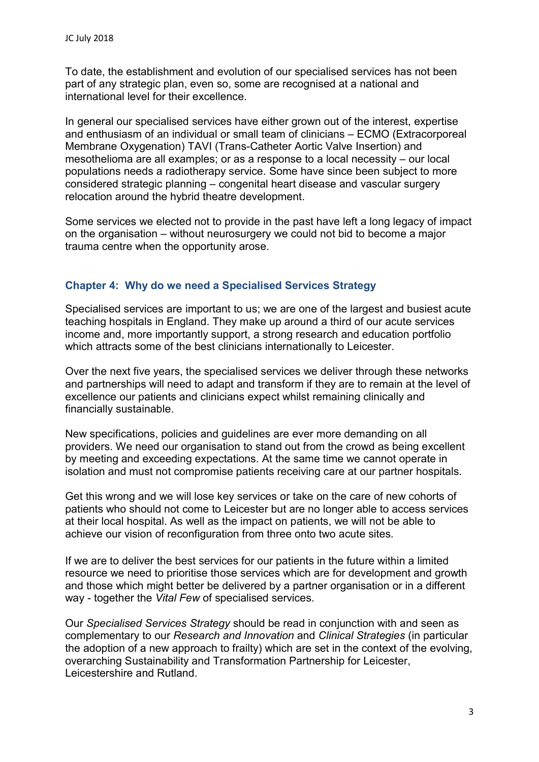To date, the establishment and evolution of our specialised services has not been part of any strategic plan, even so, some are recognised at a national and international level for their excellence.

In general our specialised services have either grown out of the interest, expertise and enthusiasm of an individual or small team of clinicians – ECMO (Extracorporeal Membrane Oxygenation) TAVI (Trans-Catheter Aortic Valve Insertion) and mesothelioma are all examples; or as a response to a local necessity – our local populations needs a radiotherapy service. Some have since been subject to more considered strategic planning – congenital heart disease and vascular surgery relocation around the hybrid theatre development.

Some services we elected not to provide in the past have left a long legacy of impact on the organisation – without neurosurgery we could not bid to become a major trauma centre when the opportunity arose.

## Chapter 4: Why do we need a Specialised Services Strategy

Specialised services are important to us; we are one of the largest and busiest acute teaching hospitals in England. They make up around a third of our acute services income and, more importantly support, a strong research and education portfolio which attracts some of the best clinicians internationally to Leicester.

Over the next five years, the specialised services we deliver through these networks and partnerships will need to adapt and transform if they are to remain at the level of excellence our patients and clinicians expect whilst remaining clinically and financially sustainable.

New specifications, policies and guidelines are ever more demanding on all providers. We need our organisation to stand out from the crowd as being excellent by meeting and exceeding expectations. At the same time we cannot operate in isolation and must not compromise patients receiving care at our partner hospitals.

Get this wrong and we will lose key services or take on the care of new cohorts of patients who should not come to Leicester but are no longer able to access services at their local hospital. As well as the impact on patients, we will not be able to achieve our vision of reconfiguration from three onto two acute sites.

If we are to deliver the best services for our patients in the future within a limited resource we need to prioritise those services which are for development and growth and those which might better be delivered by a partner organisation or in a different way - together the *Vital Few* of specialised services.

Our *Specialised Services Strategy* should be read in conjunction with and seen as complementary to our *Research and Innovation* and *Clinical Strategies* (in particular the adoption of a new approach to frailty) which are set in the context of the evolving, overarching Sustainability and Transformation Partnership for Leicester, Leicestershire and Rutland.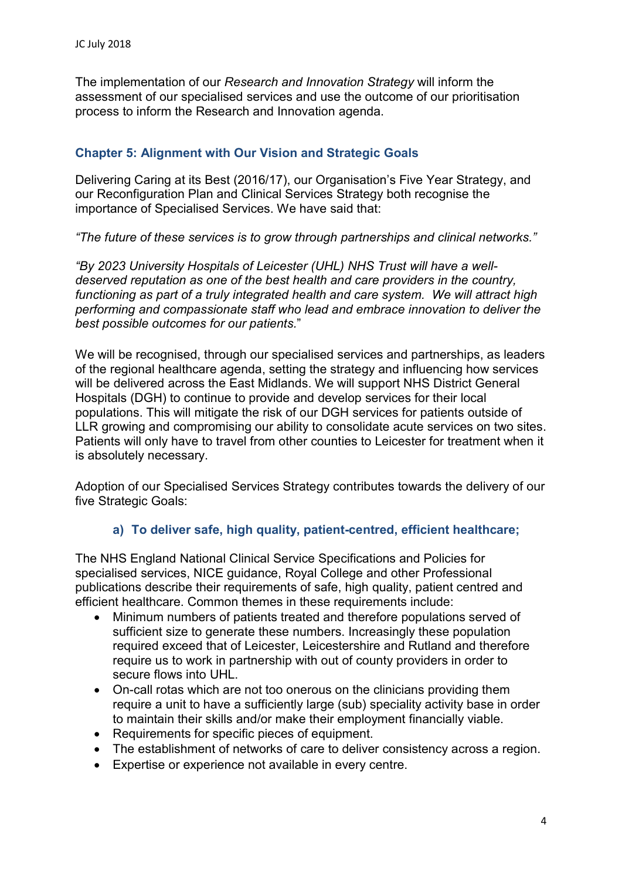The implementation of our *Research and Innovation Strategy* will inform the assessment of our specialised services and use the outcome of our prioritisation process to inform the Research and Innovation agenda.

## Chapter 5: Alignment with Our Vision and Strategic Goals

Delivering Caring at its Best (2016/17), our Organisation's Five Year Strategy, and our Reconfiguration Plan and Clinical Services Strategy both recognise the importance of Specialised Services. We have said that:

*"The future of these services is to grow through partnerships and clinical networks."*

*"By 2023 University Hospitals of Leicester (UHL) NHS Trust will have a well-deserved reputation as one of the best health and care providers in the country, functioning as part of a truly integrated health and care system. We will attract high performing and compassionate staff who lead and embrace innovation to deliver the best possible outcomes for our patients.*"

We will be recognised, through our specialised services and partnerships, as leaders of the regional healthcare agenda, setting the strategy and influencing how services will be delivered across the East Midlands. We will support NHS District General Hospitals (DGH) to continue to provide and develop services for their local populations. This will mitigate the risk of our DGH services for patients outside of LLR growing and compromising our ability to consolidate acute services on two sites. Patients will only have to travel from other counties to Leicester for treatment when it is absolutely necessary.

Adoption of our Specialised Services Strategy contributes towards the delivery of our five Strategic Goals:

### a) To deliver safe, high quality, patient-centred, efficient healthcare;

The NHS England National Clinical Service Specifications and Policies for specialised services, NICE guidance, Royal College and other Professional publications describe their requirements of safe, high quality, patient centred and efficient healthcare. Common themes in these requirements include:

- Minimum numbers of patients treated and therefore populations served of sufficient size to generate these numbers. Increasingly these population required exceed that of Leicester, Leicestershire and Rutland and therefore require us to work in partnership with out of county providers in order to secure flows into UHL.
- On-call rotas which are not too onerous on the clinicians providing them require a unit to have a sufficiently large (sub) speciality activity base in order to maintain their skills and/or make their employment financially viable.
- Requirements for specific pieces of equipment.
- The establishment of networks of care to deliver consistency across a region.
- Expertise or experience not available in every centre.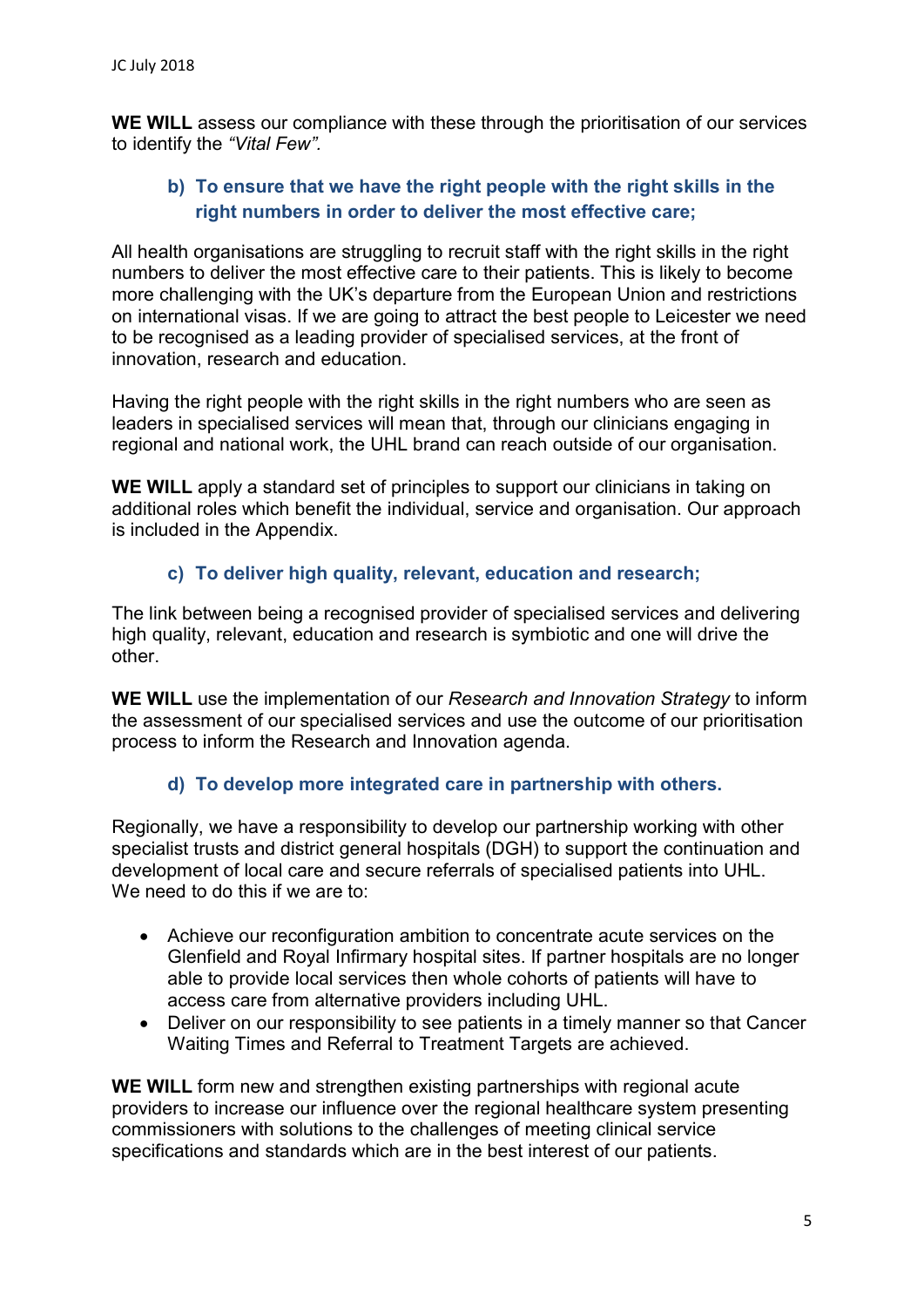**WE WILL** assess our compliance with these through the prioritisation of our services to identify the *"Vital Few"*.

### b) To ensure that we have the right people with the right skills in the right numbers in order to deliver the most effective care;

All health organisations are struggling to recruit staff with the right skills in the right numbers to deliver the most effective care to their patients. This is likely to become more challenging with the UK's departure from the European Union and restrictions on international visas. If we are going to attract the best people to Leicester we need to be recognised as a leading provider of specialised services, at the front of innovation, research and education.

Having the right people with the right skills in the right numbers who are seen as leaders in specialised services will mean that, through our clinicians engaging in regional and national work, the UHL brand can reach outside of our organisation.

**WE WILL** apply a standard set of principles to support our clinicians in taking on additional roles which benefit the individual, service and organisation. Our approach is included in the Appendix.

### c) To deliver high quality, relevant, education and research;

The link between being a recognised provider of specialised services and delivering high quality, relevant, education and research is symbiotic and one will drive the other.

**WE WILL** use the implementation of our *Research and Innovation Strategy* to inform the assessment of our specialised services and use the outcome of our prioritisation process to inform the Research and Innovation agenda.

### d) To develop more integrated care in partnership with others.

Regionally, we have a responsibility to develop our partnership working with other specialist trusts and district general hospitals (DGH) to support the continuation and development of local care and secure referrals of specialised patients into UHL. We need to do this if we are to:

- Achieve our reconfiguration ambition to concentrate acute services on the Glenfield and Royal Infirmary hospital sites. If partner hospitals are no longer able to provide local services then whole cohorts of patients will have to access care from alternative providers including UHL.
- Deliver on our responsibility to see patients in a timely manner so that Cancer Waiting Times and Referral to Treatment Targets are achieved.

**WE WILL** form new and strengthen existing partnerships with regional acute providers to increase our influence over the regional healthcare system presenting commissioners with solutions to the challenges of meeting clinical service specifications and standards which are in the best interest of our patients.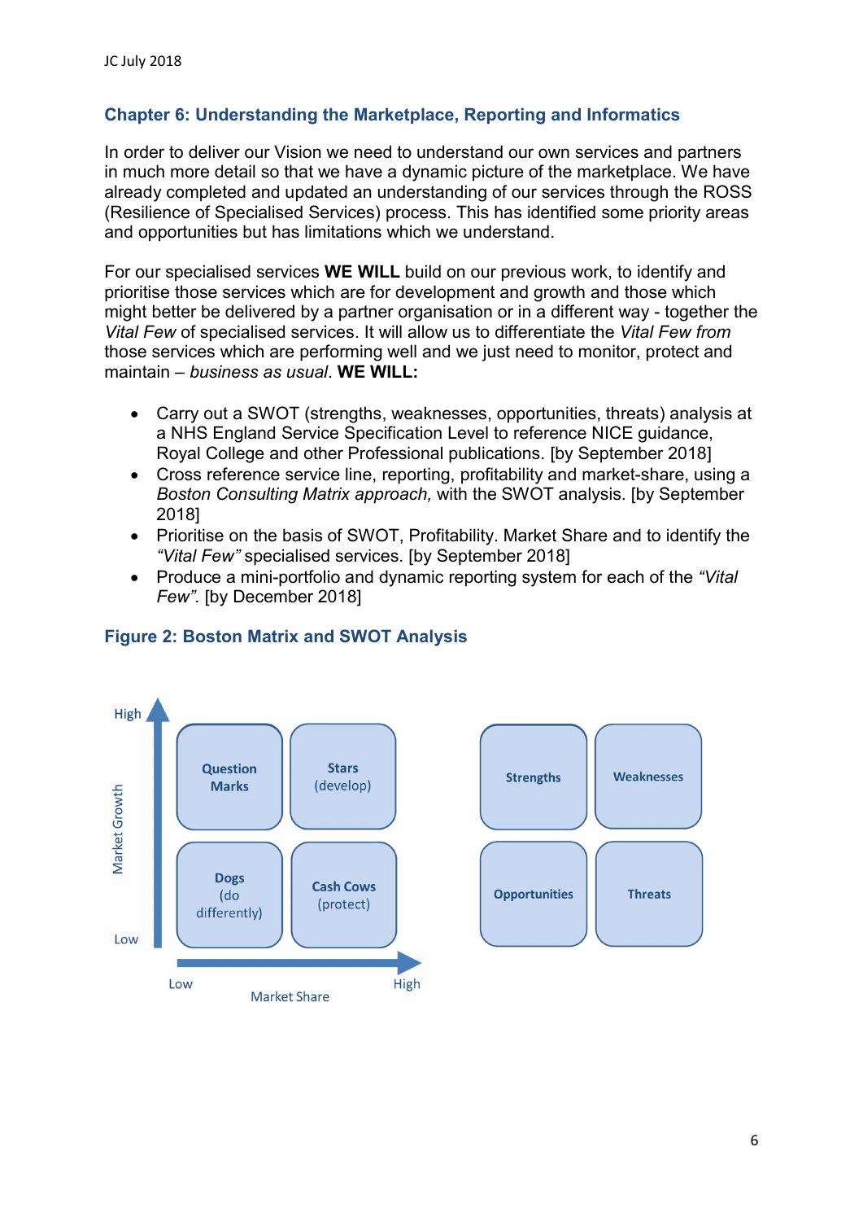## Chapter 6: Understanding the Marketplace, Reporting and Informatics

In order to deliver our Vision we need to understand our own services and partners in much more detail so that we have a dynamic picture of the marketplace. We have already completed and updated an understanding of our services through the ROSS (Resilience of Specialised Services) process. This has identified some priority areas and opportunities but has limitations which we understand.

For our specialised services **WE WILL** build on our previous work, to identify and prioritise those services which are for development and growth and those which might better be delivered by a partner organisation or in a different way - together the *Vital Few* of specialised services. It will allow us to differentiate the *Vital Few from* those services which are performing well and we just need to monitor, protect and maintain – *business as usual*. **WE WILL:**

- Carry out a SWOT (strengths, weaknesses, opportunities, threats) analysis at a NHS England Service Specification Level to reference NICE guidance, Royal College and other Professional publications. [by September 2018]
- Cross reference service line, reporting, profitability and market-share, using a *Boston Consulting Matrix approach,* with the SWOT analysis. [by September 2018]
- Prioritise on the basis of SWOT, Profitability. Market Share and to identify the *"Vital Few"* specialised services. [by September 2018]
- Produce a mini-portfolio and dynamic reporting system for each of the *"Vital Few".* [by December 2018]

### Figure 2: Boston Matrix and SWOT Analysis

| Market Growth | Low Market Share | High Market Share |
|---|---|---|
| High | Question Marks | Stars (develop) |
| Low | Dogs (do differently) | Cash Cows (protect) |

| | |
|---|---|
| Strengths | Weaknesses |
| Opportunities | Threats |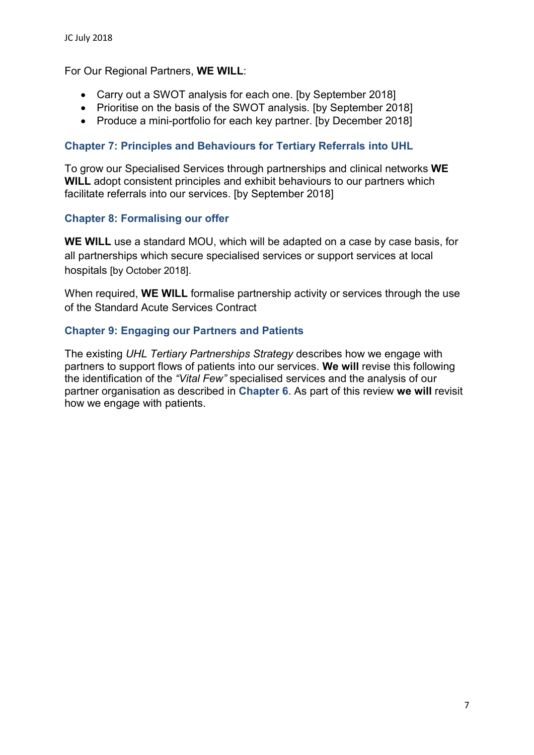For Our Regional Partners, **WE WILL**:

- Carry out a SWOT analysis for each one. [by September 2018]
- Prioritise on the basis of the SWOT analysis. [by September 2018]
- Produce a mini-portfolio for each key partner. [by December 2018]

## Chapter 7: Principles and Behaviours for Tertiary Referrals into UHL

To grow our Specialised Services through partnerships and clinical networks **WE WILL** adopt consistent principles and exhibit behaviours to our partners which facilitate referrals into our services. [by September 2018]

## Chapter 8: Formalising our offer

**WE WILL** use a standard MOU, which will be adapted on a case by case basis, for all partnerships which secure specialised services or support services at local hospitals [by October 2018].

When required, **WE WILL** formalise partnership activity or services through the use of the Standard Acute Services Contract

## Chapter 9: Engaging our Partners and Patients

The existing *UHL Tertiary Partnerships Strategy* describes how we engage with partners to support flows of patients into our services. **We will** revise this following the identification of the *"Vital Few"* specialised services and the analysis of our partner organisation as described in **Chapter 6**. As part of this review **we will** revisit how we engage with patients.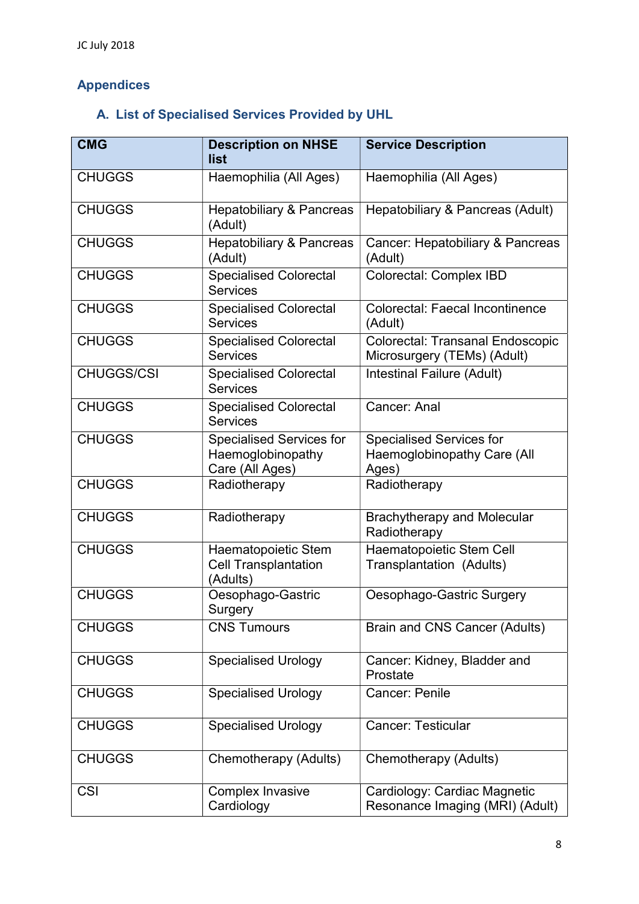## Appendices

### A. List of Specialised Services Provided by UHL

| CMG | Description on NHSE list | Service Description |
|---|---|---|
| CHUGGS | Haemophilia (All Ages) | Haemophilia (All Ages) |
| CHUGGS | Hepatobiliary & Pancreas (Adult) | Hepatobiliary & Pancreas (Adult) |
| CHUGGS | Hepatobiliary & Pancreas (Adult) | Cancer: Hepatobiliary & Pancreas (Adult) |
| CHUGGS | Specialised Colorectal Services | Colorectal: Complex IBD |
| CHUGGS | Specialised Colorectal Services | Colorectal: Faecal Incontinence (Adult) |
| CHUGGS | Specialised Colorectal Services | Colorectal: Transanal Endoscopic Microsurgery (TEMs) (Adult) |
| CHUGGS/CSI | Specialised Colorectal Services | Intestinal Failure (Adult) |
| CHUGGS | Specialised Colorectal Services | Cancer: Anal |
| CHUGGS | Specialised Services for Haemoglobinopathy Care (All Ages) | Specialised Services for Haemoglobinopathy Care (All Ages) |
| CHUGGS | Radiotherapy | Radiotherapy |
| CHUGGS | Radiotherapy | Brachytherapy and Molecular Radiotherapy |
| CHUGGS | Haematopoietic Stem Cell Transplantation (Adults) | Haematopoietic Stem Cell Transplantation (Adults) |
| CHUGGS | Oesophago-Gastric Surgery | Oesophago-Gastric Surgery |
| CHUGGS | CNS Tumours | Brain and CNS Cancer (Adults) |
| CHUGGS | Specialised Urology | Cancer: Kidney, Bladder and Prostate |
| CHUGGS | Specialised Urology | Cancer: Penile |
| CHUGGS | Specialised Urology | Cancer: Testicular |
| CHUGGS | Chemotherapy (Adults) | Chemotherapy (Adults) |
| CSI | Complex Invasive Cardiology | Cardiology: Cardiac Magnetic Resonance Imaging (MRI) (Adult) |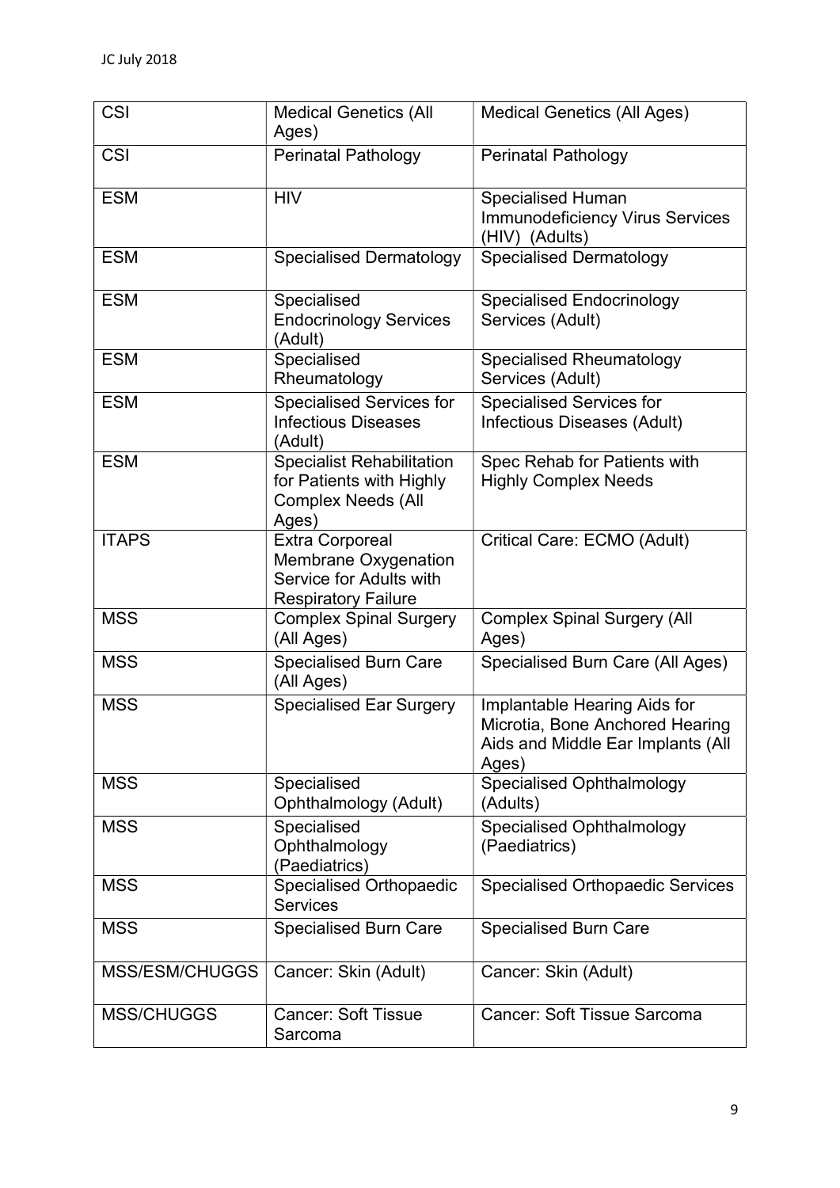| CSI | Medical Genetics (All Ages) | Medical Genetics (All Ages) |
|---|---|---|
| CSI | Perinatal Pathology | Perinatal Pathology |
| ESM | HIV | Specialised Human Immunodeficiency Virus Services (HIV) (Adults) |
| ESM | Specialised Dermatology | Specialised Dermatology |
| ESM | Specialised Endocrinology Services (Adult) | Specialised Endocrinology Services (Adult) |
| ESM | Specialised Rheumatology | Specialised Rheumatology Services (Adult) |
| ESM | Specialised Services for Infectious Diseases (Adult) | Specialised Services for Infectious Diseases (Adult) |
| ESM | Specialist Rehabilitation for Patients with Highly Complex Needs (All Ages) | Spec Rehab for Patients with Highly Complex Needs |
| ITAPS | Extra Corporeal Membrane Oxygenation Service for Adults with Respiratory Failure | Critical Care: ECMO (Adult) |
| MSS | Complex Spinal Surgery (All Ages) | Complex Spinal Surgery (All Ages) |
| MSS | Specialised Burn Care (All Ages) | Specialised Burn Care (All Ages) |
| MSS | Specialised Ear Surgery | Implantable Hearing Aids for Microtia, Bone Anchored Hearing Aids and Middle Ear Implants (All Ages) |
| MSS | Specialised Ophthalmology (Adult) | Specialised Ophthalmology (Adults) |
| MSS | Specialised Ophthalmology (Paediatrics) | Specialised Ophthalmology (Paediatrics) |
| MSS | Specialised Orthopaedic Services | Specialised Orthopaedic Services |
| MSS | Specialised Burn Care | Specialised Burn Care |
| MSS/ESM/CHUGGS | Cancer: Skin (Adult) | Cancer: Skin (Adult) |
| MSS/CHUGGS | Cancer: Soft Tissue Sarcoma | Cancer: Soft Tissue Sarcoma |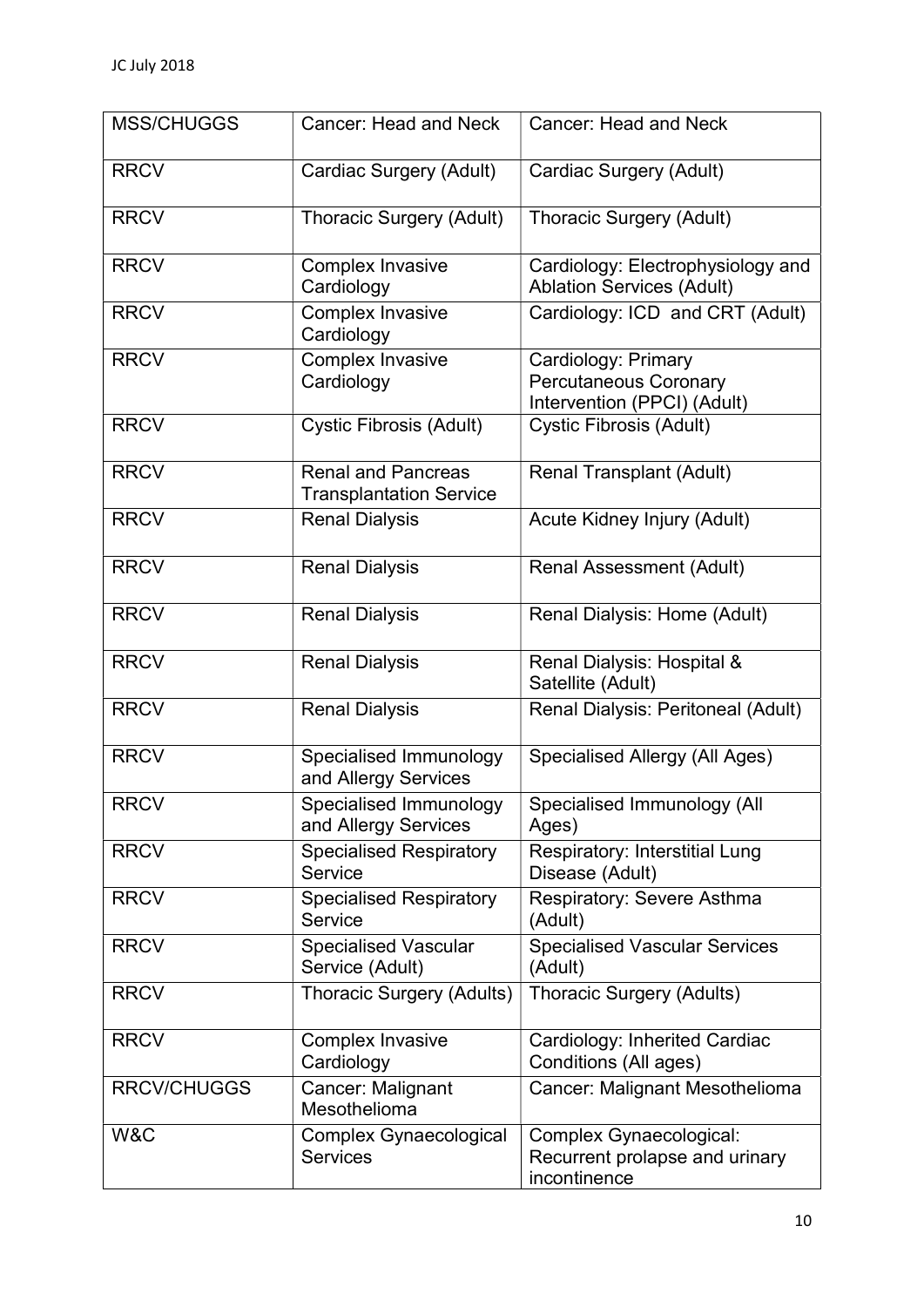| MSS/CHUGGS | Cancer: Head and Neck | Cancer: Head and Neck |
|---|---|---|
| RRCV | Cardiac Surgery (Adult) | Cardiac Surgery (Adult) |
| RRCV | Thoracic Surgery (Adult) | Thoracic Surgery (Adult) |
| RRCV | Complex Invasive Cardiology | Cardiology: Electrophysiology and Ablation Services (Adult) |
| RRCV | Complex Invasive Cardiology | Cardiology: ICD and CRT (Adult) |
| RRCV | Complex Invasive Cardiology | Cardiology: Primary Percutaneous Coronary Intervention (PPCI) (Adult) |
| RRCV | Cystic Fibrosis (Adult) | Cystic Fibrosis (Adult) |
| RRCV | Renal and Pancreas Transplantation Service | Renal Transplant (Adult) |
| RRCV | Renal Dialysis | Acute Kidney Injury (Adult) |
| RRCV | Renal Dialysis | Renal Assessment (Adult) |
| RRCV | Renal Dialysis | Renal Dialysis: Home (Adult) |
| RRCV | Renal Dialysis | Renal Dialysis: Hospital & Satellite (Adult) |
| RRCV | Renal Dialysis | Renal Dialysis: Peritoneal (Adult) |
| RRCV | Specialised Immunology and Allergy Services | Specialised Allergy (All Ages) |
| RRCV | Specialised Immunology and Allergy Services | Specialised Immunology (All Ages) |
| RRCV | Specialised Respiratory Service | Respiratory: Interstitial Lung Disease (Adult) |
| RRCV | Specialised Respiratory Service | Respiratory: Severe Asthma (Adult) |
| RRCV | Specialised Vascular Service (Adult) | Specialised Vascular Services (Adult) |
| RRCV | Thoracic Surgery (Adults) | Thoracic Surgery (Adults) |
| RRCV | Complex Invasive Cardiology | Cardiology: Inherited Cardiac Conditions (All ages) |
| RRCV/CHUGGS | Cancer: Malignant Mesothelioma | Cancer: Malignant Mesothelioma |
| W&C | Complex Gynaecological Services | Complex Gynaecological: Recurrent prolapse and urinary incontinence |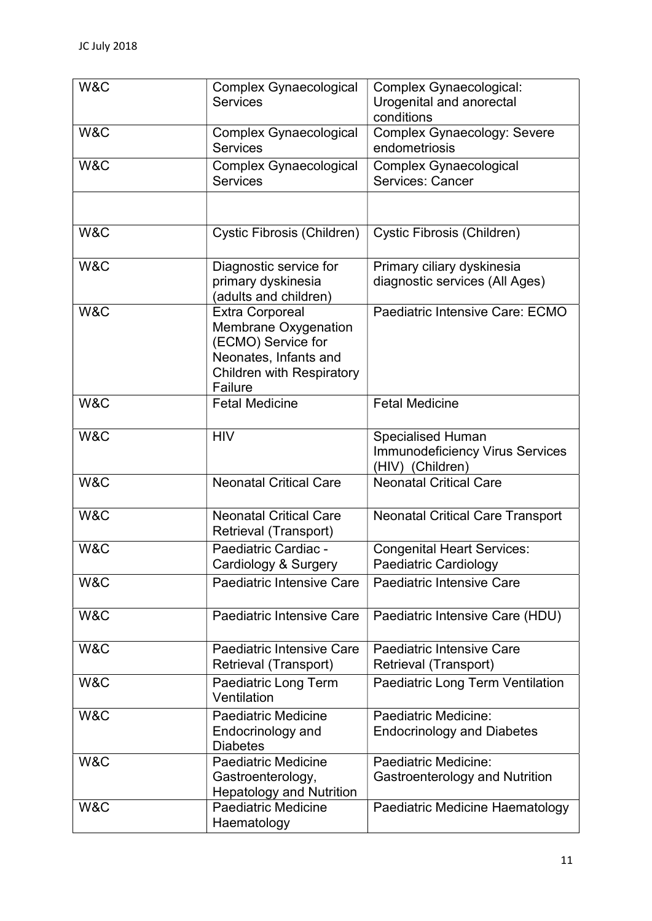| W&C | Complex Gynaecological Services | Complex Gynaecological: Urogenital and anorectal conditions |
|---|---|---|
| W&C | Complex Gynaecological Services | Complex Gynaecology: Severe endometriosis |
| W&C | Complex Gynaecological Services | Complex Gynaecological Services: Cancer |
| | | |
| W&C | Cystic Fibrosis (Children) | Cystic Fibrosis (Children) |
| W&C | Diagnostic service for primary dyskinesia (adults and children) | Primary ciliary dyskinesia diagnostic services (All Ages) |
| W&C | Extra Corporeal Membrane Oxygenation (ECMO) Service for Neonates, Infants and Children with Respiratory Failure | Paediatric Intensive Care: ECMO |
| W&C | Fetal Medicine | Fetal Medicine |
| W&C | HIV | Specialised Human Immunodeficiency Virus Services (HIV) (Children) |
| W&C | Neonatal Critical Care | Neonatal Critical Care |
| W&C | Neonatal Critical Care Retrieval (Transport) | Neonatal Critical Care Transport |
| W&C | Paediatric Cardiac - Cardiology & Surgery | Congenital Heart Services: Paediatric Cardiology |
| W&C | Paediatric Intensive Care | Paediatric Intensive Care |
| W&C | Paediatric Intensive Care | Paediatric Intensive Care (HDU) |
| W&C | Paediatric Intensive Care Retrieval (Transport) | Paediatric Intensive Care Retrieval (Transport) |
| W&C | Paediatric Long Term Ventilation | Paediatric Long Term Ventilation |
| W&C | Paediatric Medicine Endocrinology and Diabetes | Paediatric Medicine: Endocrinology and Diabetes |
| W&C | Paediatric Medicine Gastroenterology, Hepatology and Nutrition | Paediatric Medicine: Gastroenterology and Nutrition |
| W&C | Paediatric Medicine Haematology | Paediatric Medicine Haematology |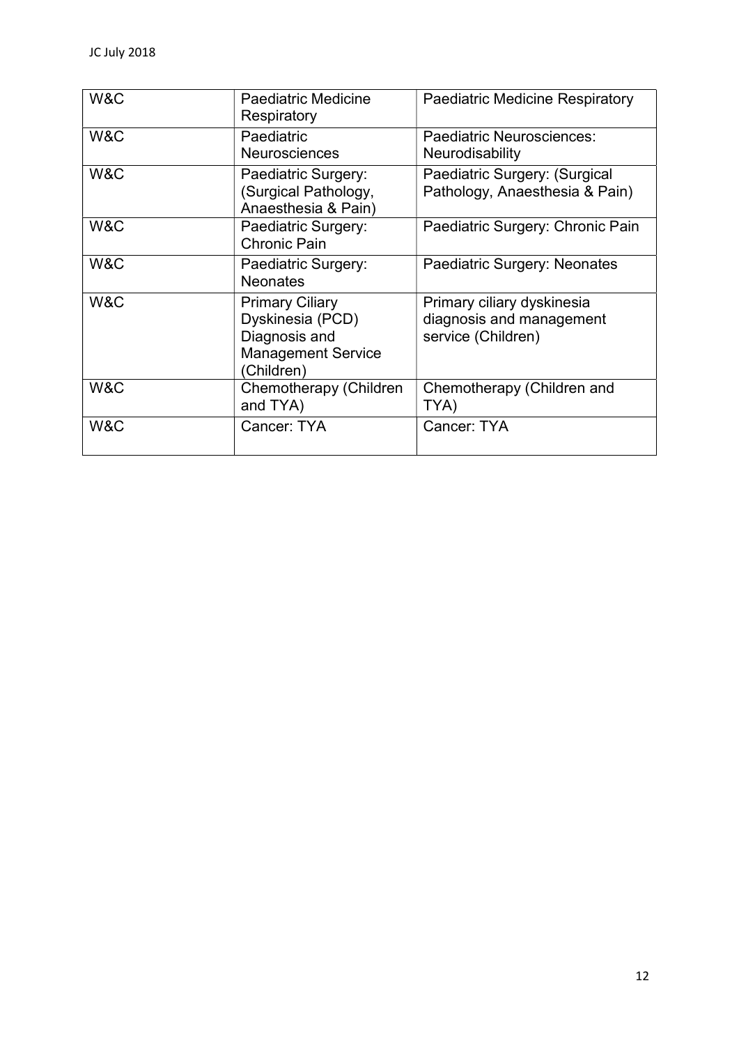| W&C | Paediatric Medicine Respiratory | Paediatric Medicine Respiratory |
|---|---|---|
| W&C | Paediatric Neurosciences | Paediatric Neurosciences: Neurodisability |
| W&C | Paediatric Surgery: (Surgical Pathology, Anaesthesia & Pain) | Paediatric Surgery: (Surgical Pathology, Anaesthesia & Pain) |
| W&C | Paediatric Surgery: Chronic Pain | Paediatric Surgery: Chronic Pain |
| W&C | Paediatric Surgery: Neonates | Paediatric Surgery: Neonates |
| W&C | Primary Ciliary Dyskinesia (PCD) Diagnosis and Management Service (Children) | Primary ciliary dyskinesia diagnosis and management service (Children) |
| W&C | Chemotherapy (Children and TYA) | Chemotherapy (Children and TYA) |
| W&C | Cancer: TYA | Cancer: TYA |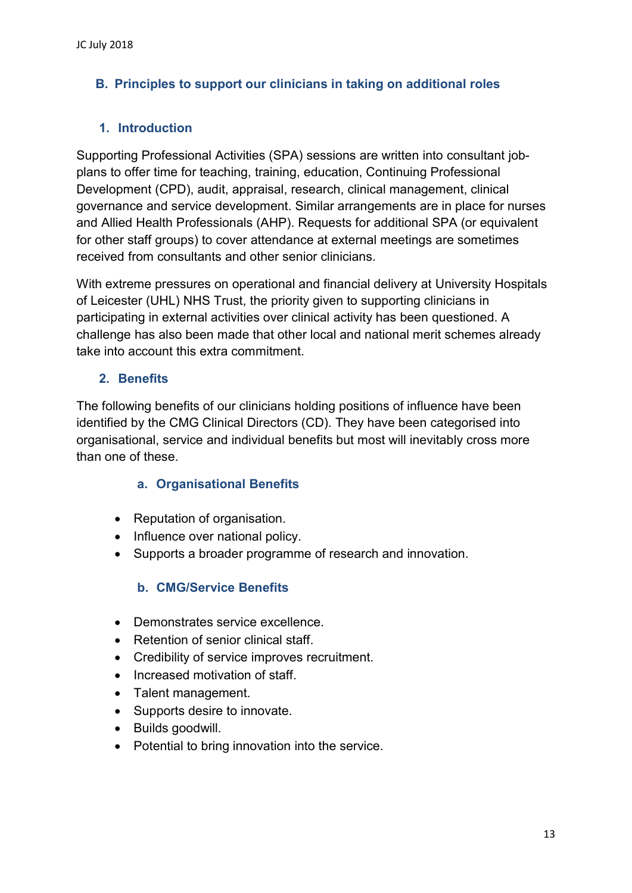## B. Principles to support our clinicians in taking on additional roles

### 1. Introduction

Supporting Professional Activities (SPA) sessions are written into consultant job-plans to offer time for teaching, training, education, Continuing Professional Development (CPD), audit, appraisal, research, clinical management, clinical governance and service development. Similar arrangements are in place for nurses and Allied Health Professionals (AHP). Requests for additional SPA (or equivalent for other staff groups) to cover attendance at external meetings are sometimes received from consultants and other senior clinicians.

With extreme pressures on operational and financial delivery at University Hospitals of Leicester (UHL) NHS Trust, the priority given to supporting clinicians in participating in external activities over clinical activity has been questioned. A challenge has also been made that other local and national merit schemes already take into account this extra commitment.

### 2. Benefits

The following benefits of our clinicians holding positions of influence have been identified by the CMG Clinical Directors (CD). They have been categorised into organisational, service and individual benefits but most will inevitably cross more than one of these.

#### a. Organisational Benefits

- Reputation of organisation.
- Influence over national policy.
- Supports a broader programme of research and innovation.

#### b. CMG/Service Benefits

- Demonstrates service excellence.
- Retention of senior clinical staff.
- Credibility of service improves recruitment.
- Increased motivation of staff.
- Talent management.
- Supports desire to innovate.
- Builds goodwill.
- Potential to bring innovation into the service.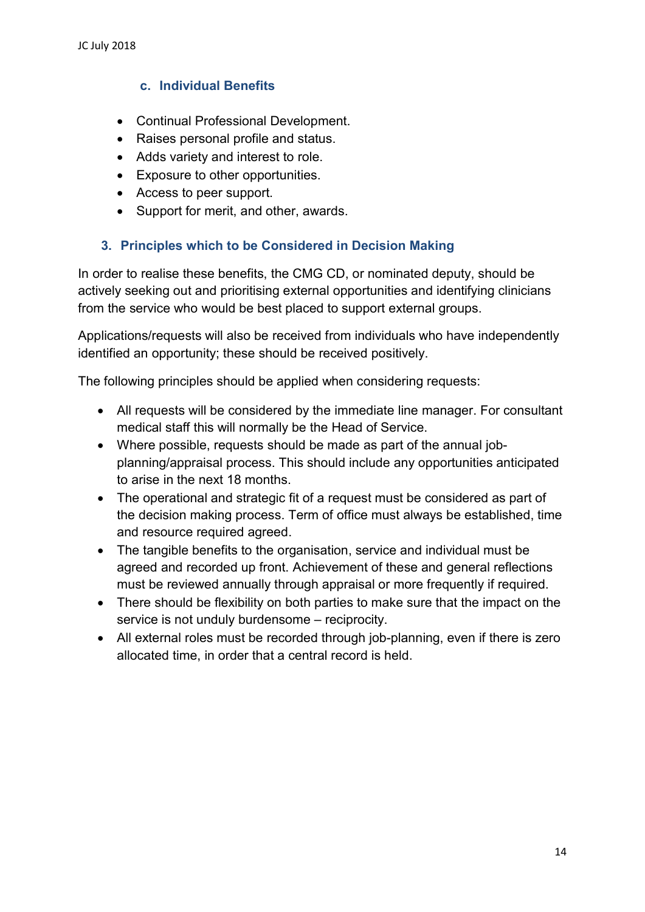### c. Individual Benefits

- Continual Professional Development.
- Raises personal profile and status.
- Adds variety and interest to role.
- Exposure to other opportunities.
- Access to peer support.
- Support for merit, and other, awards.

## 3. Principles which to be Considered in Decision Making

In order to realise these benefits, the CMG CD, or nominated deputy, should be actively seeking out and prioritising external opportunities and identifying clinicians from the service who would be best placed to support external groups.

Applications/requests will also be received from individuals who have independently identified an opportunity; these should be received positively.

The following principles should be applied when considering requests:

- All requests will be considered by the immediate line manager. For consultant medical staff this will normally be the Head of Service.
- Where possible, requests should be made as part of the annual job-planning/appraisal process. This should include any opportunities anticipated to arise in the next 18 months.
- The operational and strategic fit of a request must be considered as part of the decision making process. Term of office must always be established, time and resource required agreed.
- The tangible benefits to the organisation, service and individual must be agreed and recorded up front. Achievement of these and general reflections must be reviewed annually through appraisal or more frequently if required.
- There should be flexibility on both parties to make sure that the impact on the service is not unduly burdensome – reciprocity.
- All external roles must be recorded through job-planning, even if there is zero allocated time, in order that a central record is held.